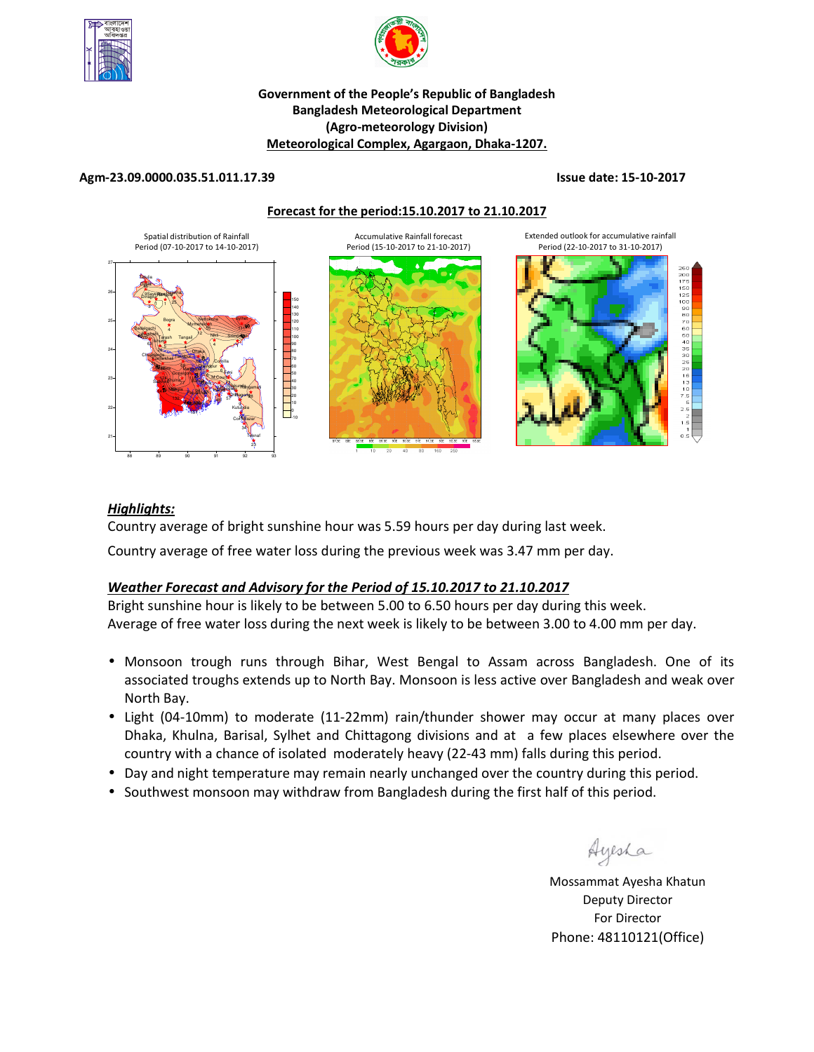**Government of the People's Republic of Bangladesh**
**Bangladesh Meteorological Department**
**(Agro-meteorology Division)**
**Meteorological Complex, Agargaon, Dhaka-1207.**

**Agm-23.09.0000.035.51.011.17.39** **Issue date: 15-10-2017**

**Forecast for the period:15.10.2017 to 21.10.2017**

Spatial distribution of Rainfall Period (07-10-2017 to 14-10-2017)

Accumulative Rainfall forecast Period (15-10-2017 to 21-10-2017)

Extended outlook for accumulative rainfall Period (22-10-2017 to 31-10-2017)

***Highlights:***

Country average of bright sunshine hour was 5.59 hours per day during last week.

Country average of free water loss during the previous week was 3.47 mm per day.

***Weather Forecast and Advisory for the Period of 15.10.2017 to 21.10.2017***

Bright sunshine hour is likely to be between 5.00 to 6.50 hours per day during this week.
Average of free water loss during the next week is likely to be between 3.00 to 4.00 mm per day.

- Monsoon trough runs through Bihar, West Bengal to Assam across Bangladesh. One of its associated troughs extends up to North Bay. Monsoon is less active over Bangladesh and weak over North Bay.
- Light (04-10mm) to moderate (11-22mm) rain/thunder shower may occur at many places over Dhaka, Khulna, Barisal, Sylhet and Chittagong divisions and at a few places elsewhere over the country with a chance of isolated moderately heavy (22-43 mm) falls during this period.
- Day and night temperature may remain nearly unchanged over the country during this period.
- Southwest monsoon may withdraw from Bangladesh during the first half of this period.

Ayesha

Mossammat Ayesha Khatun
Deputy Director
For Director
Phone: 48110121(Office)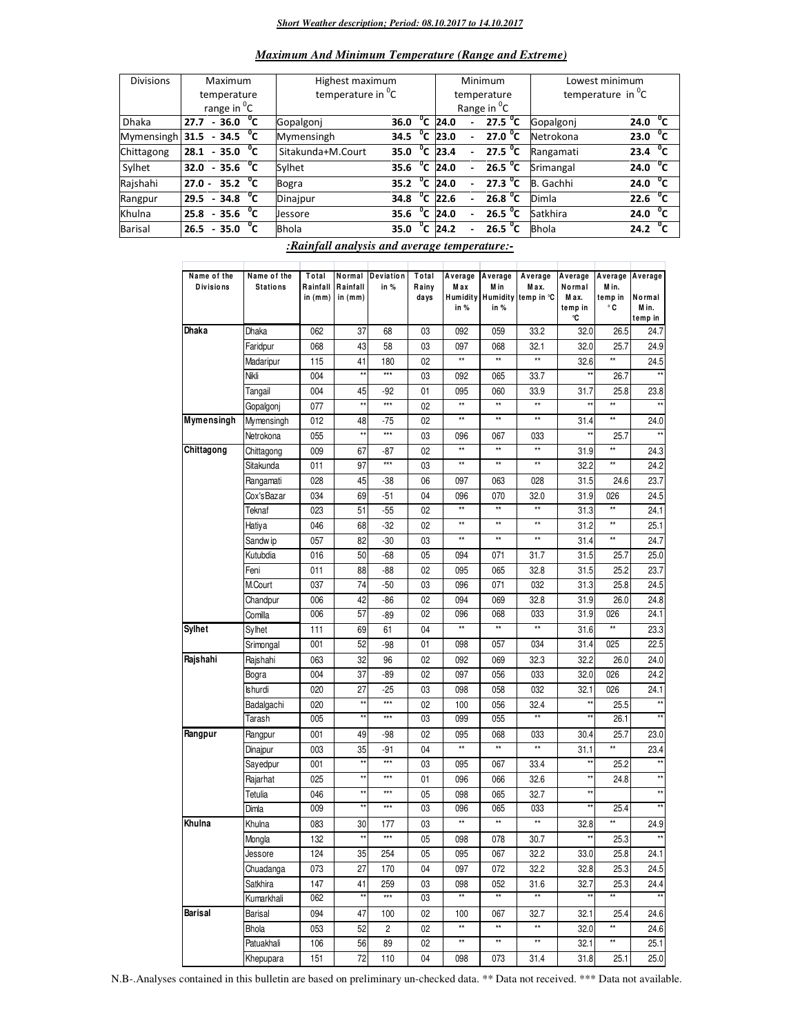***Short Weather description; Period: 08.10.2017 to 14.10.2017***

***Maximum And Minimum Temperature (Range and Extreme)***

| Divisions | Maximum temperature range in $^0$C | Highest maximum temperature in $^0$C | | Minimum temperature Range in $^0$C | Lowest minimum temperature in $^0$C | |
|---|---|---|---|---|---|---|
| Dhaka | 27.7 - 36.0 $^0$C | Gopalgonj | 36.0 $^0$C | 24.0 - 27.5 $^0$C | Gopalgonj | 24.0 $^0$C |
| Mymensingh | 31.5 - 34.5 $^0$C | Mymensingh | 34.5 $^0$C | 23.0 - 27.0 $^0$C | Netrokona | 23.0 $^0$C |
| Chittagong | 28.1 - 35.0 $^0$C | Sitakunda+M.Court | 35.0 $^0$C | 23.4 - 27.5 $^0$C | Rangamati | 23.4 $^0$C |
| Sylhet | 32.0 - 35.6 $^0$C | Sylhet | 35.6 $^0$C | 24.0 - 26.5 $^0$C | Srimangal | 24.0 $^0$C |
| Rajshahi | 27.0 - 35.2 $^0$C | Bogra | 35.2 $^0$C | 24.0 - 27.3 $^0$C | B. Gachhi | 24.0 $^0$C |
| Rangpur | 29.5 - 34.8 $^0$C | Dinajpur | 34.8 $^0$C | 22.6 - 26.8 $^0$C | Dimla | 22.6 $^0$C |
| Khulna | 25.8 - 35.6 $^0$C | Jessore | 35.6 $^0$C | 24.0 - 26.5 $^0$C | Satkhira | 24.0 $^0$C |
| Barisal | 26.5 - 35.0 $^0$C | Bhola | 35.0 $^0$C | 24.2 - 26.5 $^0$C | Bhola | 24.2 $^0$C |

***:Rainfall analysis and average temperature:-***

| Name of the Divisions | Name of the Stations | Total Rainfall in (mm) | Normal Rainfall in (mm) | Deviation in % | Total Rainy days | Average Max Humidity in % | Average Min Humidity in % | Average Max. temp in °C | Average Normal Max. temp in °C | Average Min. temp in °C | Average Normal Min. temp in |
|---|---|---|---|---|---|---|---|---|---|---|---|
| **Dhaka** | Dhaka | 062 | 37 | 68 | 03 | 092 | 059 | 33.2 | 32.0 | 26.5 | 24.7 |
| | Faridpur | 068 | 43 | 58 | 03 | 097 | 068 | 32.1 | 32.0 | 25.7 | 24.9 |
| | Madaripur | 115 | 41 | 180 | 02 | ** | ** | ** | 32.6 | ** | 24.5 |
| | Nikli | 004 | ** | *** | 03 | 092 | 065 | 33.7 | ** | 26.7 | ** |
| | Tangail | 004 | 45 | -92 | 01 | 095 | 060 | 33.9 | 31.7 | 25.8 | 23.8 |
| | Gopalgonj | 077 | ** | *** | 02 | ** | ** | ** | ** | ** | ** |
| **Mymensingh** | Mymensingh | 012 | 48 | -75 | 02 | ** | ** | ** | 31.4 | ** | 24.0 |
| | Netrokona | 055 | ** | *** | 03 | 096 | 067 | 033 | ** | 25.7 | ** |
| **Chittagong** | Chittagong | 009 | 67 | -87 | 02 | ** | ** | ** | 31.9 | ** | 24.3 |
| | Sitakunda | 011 | 97 | *** | 03 | ** | ** | ** | 32.2 | ** | 24.2 |
| | Rangamati | 028 | 45 | -38 | 06 | 097 | 063 | 028 | 31.5 | 24.6 | 23.7 |
| | Cox'sBazar | 034 | 69 | -51 | 04 | 096 | 070 | 32.0 | 31.9 | 026 | 24.5 |
| | Teknaf | 023 | 51 | -55 | 02 | ** | ** | ** | 31.3 | ** | 24.1 |
| | Hatiya | 046 | 68 | -32 | 02 | ** | ** | ** | 31.2 | ** | 25.1 |
| | Sandwip | 057 | 82 | -30 | 03 | ** | ** | ** | 31.4 | ** | 24.7 |
| | Kutubdia | 016 | 50 | -68 | 05 | 094 | 071 | 31.7 | 31.5 | 25.7 | 25.0 |
| | Feni | 011 | 88 | -88 | 02 | 095 | 065 | 32.8 | 31.5 | 25.2 | 23.7 |
| | M.Court | 037 | 74 | -50 | 03 | 096 | 071 | 032 | 31.3 | 25.8 | 24.5 |
| | Chandpur | 006 | 42 | -86 | 02 | 094 | 069 | 32.8 | 31.9 | 26.0 | 24.8 |
| | Comilla | 006 | 57 | -89 | 02 | 096 | 068 | 033 | 31.9 | 026 | 24.1 |
| **Sylhet** | Sylhet | 111 | 69 | 61 | 04 | ** | ** | ** | 31.6 | ** | 23.3 |
| | Srimongal | 001 | 52 | -98 | 01 | 098 | 057 | 034 | 31.4 | 025 | 22.5 |
| **Rajshahi** | Rajshahi | 063 | 32 | 96 | 02 | 092 | 069 | 32.3 | 32.2 | 26.0 | 24.0 |
| | Bogra | 004 | 37 | -89 | 02 | 097 | 056 | 033 | 32.0 | 026 | 24.2 |
| | Ishurdi | 020 | 27 | -25 | 03 | 098 | 058 | 032 | 32.1 | 026 | 24.1 |
| | Badalgachi | 020 | ** | *** | 02 | 100 | 056 | 32.4 | ** | 25.5 | ** |
| | Tarash | 005 | ** | *** | 03 | 099 | 055 | ** | ** | 26.1 | ** |
| **Rangpur** | Rangpur | 001 | 49 | -98 | 02 | 095 | 068 | 033 | 30.4 | 25.7 | 23.0 |
| | Dinajpur | 003 | 35 | -91 | 04 | ** | ** | ** | 31.1 | ** | 23.4 |
| | Sayedpur | 001 | ** | *** | 03 | 095 | 067 | 33.4 | ** | 25.2 | ** |
| | Rajarhat | 025 | ** | *** | 01 | 096 | 066 | 32.6 | ** | 24.8 | ** |
| | Tetulia | 046 | ** | *** | 05 | 098 | 065 | 32.7 | ** | | ** |
| | Dimla | 009 | ** | *** | 03 | 096 | 065 | 033 | ** | 25.4 | ** |
| **Khulna** | Khulna | 083 | 30 | 177 | 03 | ** | ** | ** | 32.8 | ** | 24.9 |
| | Mongla | 132 | ** | *** | 05 | 098 | 078 | 30.7 | ** | 25.3 | ** |
| | Jessore | 124 | 35 | 254 | 05 | 095 | 067 | 32.2 | 33.0 | 25.8 | 24.1 |
| | Chuadanga | 073 | 27 | 170 | 04 | 097 | 072 | 32.2 | 32.8 | 25.3 | 24.5 |
| | Satkhira | 147 | 41 | 259 | 03 | 098 | 052 | 31.6 | 32.7 | 25.3 | 24.4 |
| | Kumarkhali | 062 | ** | *** | 03 | ** | ** | ** | ** | ** | ** |
| **Barisal** | Barisal | 094 | 47 | 100 | 02 | 100 | 067 | 32.7 | 32.1 | 25.4 | 24.6 |
| | Bhola | 053 | 52 | 2 | 02 | ** | ** | ** | 32.0 | ** | 24.6 |
| | Patuakhali | 106 | 56 | 89 | 02 | ** | ** | ** | 32.1 | ** | 25.1 |
| | Khepupara | 151 | 72 | 110 | 04 | 098 | 073 | 31.4 | 31.8 | 25.1 | 25.0 |

N.B-.Analyses contained in this bulletin are based on preliminary un-checked data. ** Data not received. *** Data not available.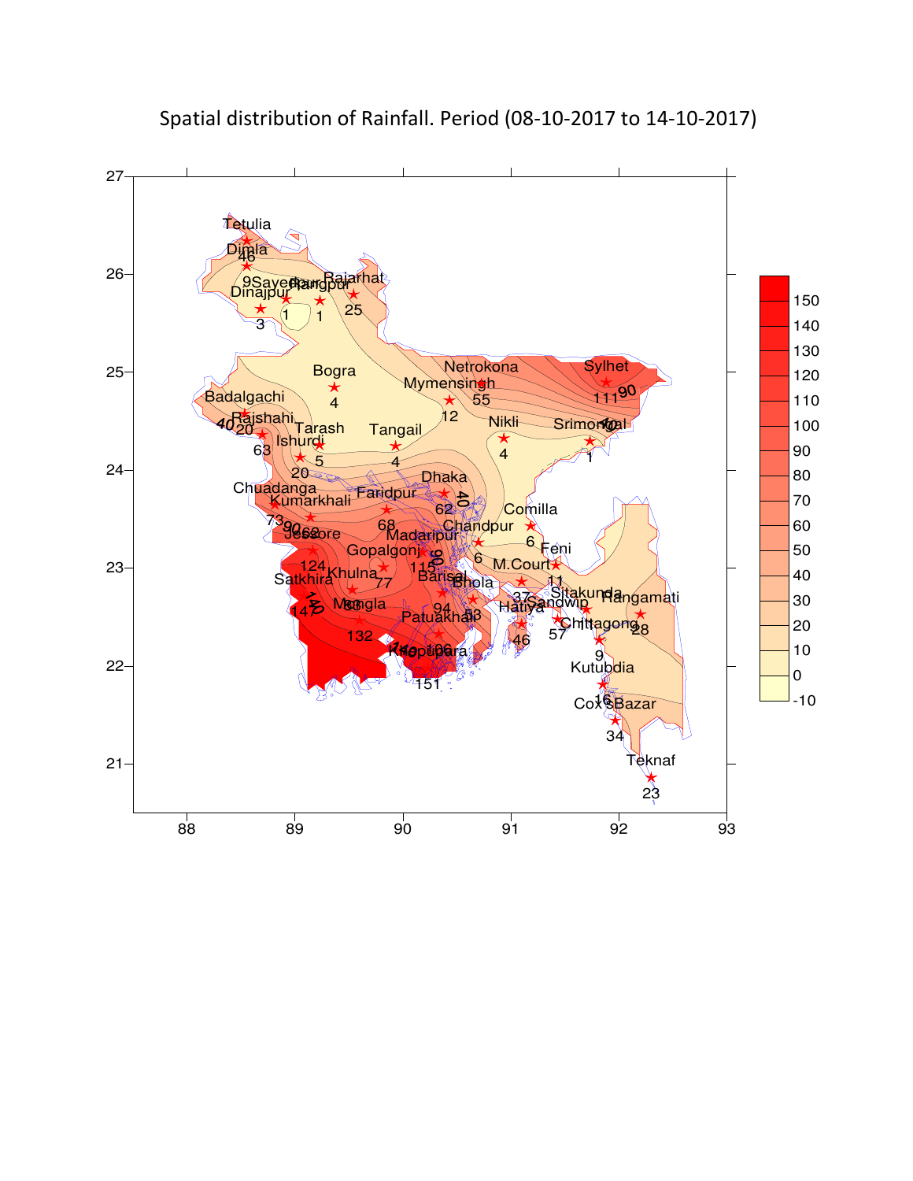Spatial distribution of Rainfall. Period (08-10-2017 to 14-10-2017)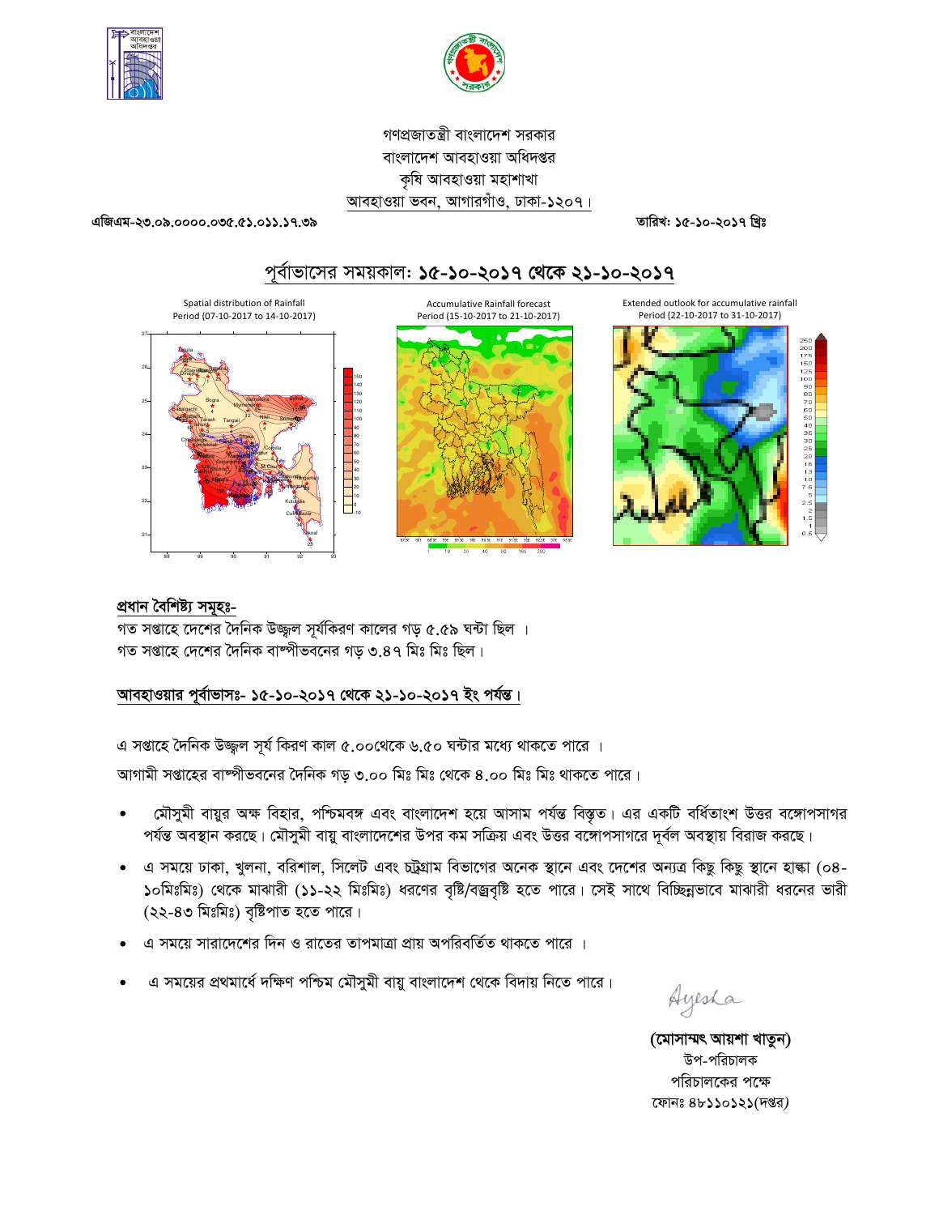গণপ্রজাতন্ত্রী বাংলাদেশ সরকার
বাংলাদেশ আবহাওয়া অধিদপ্তর
কৃষি আবহাওয়া মহাশাখা
আবহাওয়া ভবন, আগারগাঁও, ঢাকা-১২০৭।

এজিএম-২৩.০৯.০০০০.০৩৫.৫১.০১১.১৭.৩৯ তারিখ: ১৫-১০-২০১৭ খ্রিঃ

## পূর্বাভাসের সময়কাল: ১৫-১০-২০১৭ থেকে ২১-১০-২০১৭

Spatial distribution of Rainfall Period (07-10-2017 to 14-10-2017)

Accumulative Rainfall forecast Period (15-10-2017 to 21-10-2017)

Extended outlook for accumulative rainfall Period (22-10-2017 to 31-10-2017)

### প্রধান বৈশিষ্ট্য সমূহঃ-

গত সপ্তাহে দেশের দৈনিক উজ্জ্বল সূর্যকিরণ কালের গড় ৫.৫৯ ঘন্টা ছিল ।
গত সপ্তাহে দেশের দৈনিক বাষ্পীভবনের গড় ৩.৪৭ মিঃ মিঃ ছিল।

### আবহাওয়ার পূর্বাভাসঃ- ১৫-১০-২০১৭ থেকে ২১-১০-২০১৭ ইং পর্যন্ত।

এ সপ্তাহে দৈনিক উজ্জ্বল সূর্য কিরণ কাল ৫.০০থেকে ৬.৫০ ঘন্টার মধ্যে থাকতে পারে ।

আগামী সপ্তাহের বাষ্পীভবনের দৈনিক গড় ৩.০০ মিঃ মিঃ থেকে ৪.০০ মিঃ মিঃ থাকতে পারে।

- মৌসুমী বায়ুর অক্ষ বিহার, পশ্চিমবঙ্গ এবং বাংলাদেশ হয়ে আসাম পর্যন্ত বিস্তৃত। এর একটি বর্ধিতাংশ উত্তর বঙ্গোপসাগর পর্যন্ত অবস্থান করছে। মৌসুমী বায়ু বাংলাদেশের উপর কম সক্রিয় এবং উত্তর বঙ্গোপসাগরে দূর্বল অবস্থায় বিরাজ করছে।
- এ সময়ে ঢাকা, খুলনা, বরিশাল, সিলেট এবং চট্রগ্রাম বিভাগের অনেক স্থানে এবং দেশের অন্যত্র কিছু কিছু স্থানে হাল্কা (০৪-১০মিঃমিঃ) থেকে মাঝারী (১১-২২ মিঃমিঃ) ধরণের বৃষ্টি/বজ্রবৃষ্টি হতে পারে। সেই সাথে বিচ্ছিন্নভাবে মাঝারী ধরনের ভারী (২২-৪৩ মিঃমিঃ) বৃষ্টিপাত হতে পারে।
- এ সময়ে সারাদেশের দিন ও রাতের তাপমাত্রা প্রায় অপরিবর্তিত থাকতে পারে ।
- এ সময়ের প্রথমার্ধে দক্ষিণ পশ্চিম মৌসুমী বায়ু বাংলাদেশ থেকে বিদায় নিতে পারে।

Ayesha

**(মোসাম্মৎ আয়শা খাতুন)**
উপ-পরিচালক
পরিচালকের পক্ষে
ফোনঃ ৪৮১১০১২১(দপ্তর)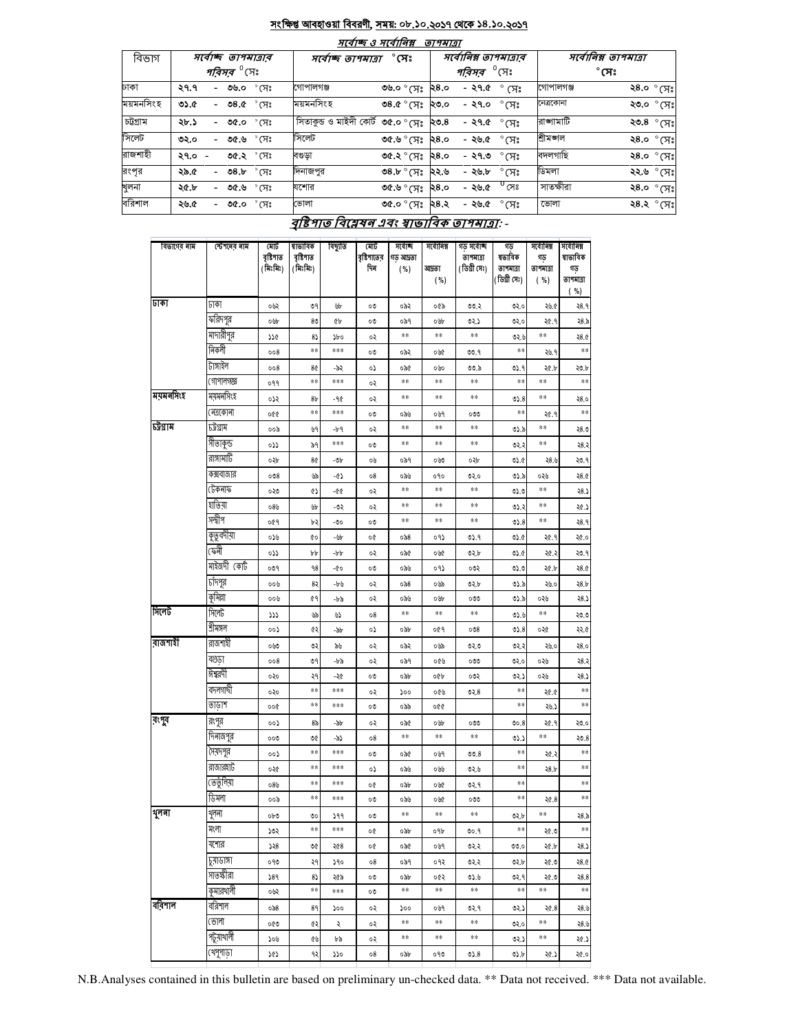## সংক্ষিপ্ত আবহাওয়া বিবরণী, সময়: ০৮.১০.২০১৭ থেকে ১৪.১০.২০১৭

### সর্বোচ্চ ও সর্বোনিম্ন তাপমাত্রা

| বিভাগ | সর্বোচ্চ তাপমাত্রার পরিসর °সেঃ | সর্বোচ্চ তাপমাত্রা °সেঃ | | সর্বোনিম্ন তাপমাত্রার পরিসর °সেঃ | সর্বোনিম্ন তাপমাত্রা °সেঃ | |
|---|---|---|---|---|---|---|
| ঢাকা | ২৭.৭ - ৩৬.০ °সেঃ | গোপালগঞ্জ | ৩৬.০ °সেঃ | ২৪.০ - ২৭.৫ °সেঃ | গোপালগঞ্জ | ২৪.০ °সেঃ |
| ময়মনসিংহ | ৩১.৫ - ৩৪.৫ °সেঃ | ময়মনসিংহ | ৩৪.৫ °সেঃ | ২৩.০ - ২৭.০ °সেঃ | নেত্রকোনা | ২৩.০ °সেঃ |
| চট্টগ্রাম | ২৮.১ - ৩৫.০ °সেঃ | সিতাকুন্ড ও মাইদী কোর্ট | ৩৫.০ °সেঃ | ২৩.৪ - ২৭.৫ °সেঃ | রাঙ্গামাটি | ২৩.৪ °সেঃ |
| সিলেট | ৩২.০ - ৩৫.৬ °সেঃ | সিলেট | ৩৫.৬ °সেঃ | ২৪.০ - ২৬.৫ °সেঃ | শ্রীমঙ্গল | ২৪.০ °সেঃ |
| রাজশাহী | ২৭.০ - ৩৫.২ °সেঃ | বগুড়া | ৩৫.২ °সেঃ | ২৪.০ - ২৭.৩ °সেঃ | বদলগাছি | ২৪.০ °সেঃ |
| রংপুর | ২৯.৫ - ৩৪.৮ °সেঃ | দিনাজপুর | ৩৪.৮ °সেঃ | ২২.৬ - ২৬.৮ °সেঃ | ডিমলা | ২২.৬ °সেঃ |
| খুলনা | ২৫.৮ - ৩৫.৬ °সেঃ | যশোর | ৩৫.৬ °সেঃ | ২৪.০ - ২৬.৫ °সেঃ | সাতক্ষীরা | ২৪.০ °সেঃ |
| বরিশাল | ২৬.৫ - ৩৫.০ °সেঃ | ভোলা | ৩৫.০ °সেঃ | ২৪.২ - ২৬.৫ °সেঃ | ভোলা | ২৪.২ °সেঃ |

### বৃষ্টিপাত বিশ্লেষন এবং স্বাভাবিক তাপমাত্রা: -

| বিভাগের নাম | স্টেশনের নাম | মোট বৃষ্টিপাত (মিঃমিঃ) | স্বাভাবিক বৃষ্টিপাত (মিঃমিঃ) | বিচ্যুতি | মোট বৃষ্টিপাতের দিন | সর্বোচ্চ গড় আদ্রতা (%) | সর্বোনিম্ন আদ্রতা (%) | গড় সর্বোচ্চ তাপমাত্রা (ডিগ্রী সেঃ) | গড় স্বাভাবিক তাপমাত্রা (ডিগ্রী সেঃ) | সর্বোনিম্ন গড় তাপমাত্রা (%) | সর্বোনিম্ন স্বাভাবিক গড় তাপমাত্রা (%) |
|---|---|---|---|---|---|---|---|---|---|---|---|
| ঢাকা | ঢাকা | ০৬২ | ৩৭ | ৬৮ | ০৩ | ০৯২ | ০৫৯ | ৩৩.২ | ৩২.০ | ২৬.৫ | ২৪.৭ |
| | ফরিদপুর | ০৬৮ | ৪৩ | ৫৮ | ০৩ | ০৯৭ | ০৬৮ | ৩২.১ | ৩২.০ | ২৫.৭ | ২৪.৯ |
| | মাদারীপুর | ১১৫ | ৪১ | ১৮০ | ০২ | ** | ** | ** | ৩২.৬ | ** | ২৪.৫ |
| | নিকলী | ০০৪ | ** | *** | ০৩ | ০৯২ | ০৬৫ | ৩৩.৭ | ** | ২৬.৭ | ** |
| | টাঙ্গাইল | ০০৪ | ৪৫ | -৯২ | ০১ | ০৯৫ | ০৬০ | ৩৩.৯ | ৩১.৭ | ২৫.৮ | ২৩.৮ |
| | গোপালগঞ্জ | ০৭৭ | ** | *** | ০২ | ** | ** | ** | ** | ** | ** |
| ময়মনসিংহ | ময়মনসিংহ | ০১২ | ৪৮ | -৭৫ | ০২ | ** | ** | ** | ৩১.৪ | ** | ২৪.০ |
| | নেত্রকোনা | ০৫৫ | ** | *** | ০৩ | ০৯৬ | ০৬৭ | ০৩৩ | ** | ২৫.৭ | ** |
| চট্টগ্রাম | চট্টগ্রাম | ০০৯ | ৬৭ | -৮৭ | ০২ | ** | ** | ** | ৩১.৯ | ** | ২৪.৩ |
| | সীতাকুন্ড | ০১১ | ৯৭ | *** | ০৩ | ** | ** | ** | ৩২.২ | ** | ২৪.২ |
| | রাঙ্গামাটি | ০২৮ | ৪৫ | -৩৮ | ০৬ | ০৯৭ | ০৬৩ | ০২৮ | ৩১.৫ | ২৪.৬ | ২৩.৭ |
| | কক্সবাজার | ০৩৪ | ৬৯ | -৫১ | ০৪ | ০৯৬ | ০৭০ | ৩২.০ | ৩১.৯ | ০২৬ | ২৪.৫ |
| | টেকনাফ | ০২৩ | ৫১ | -৫৫ | ০২ | ** | ** | ** | ৩১.৩ | ** | ২৪.১ |
| | হাতিয়া | ০৪৬ | ৬৮ | -৩২ | ০২ | ** | ** | ** | ৩১.২ | ** | ২৫.১ |
| | সন্দ্বীপ | ০৫৭ | ৮২ | -৩০ | ০৩ | ** | ** | ** | ৩১.৪ | ** | ২৪.৭ |
| | কুতুবদীয়া | ০১৬ | ৫০ | -৬৮ | ০৫ | ০৯৪ | ০৭১ | ৩১.৭ | ৩১.৫ | ২৫.৭ | ২৫.০ |
| | ফেনী | ০১১ | ৮৮ | -৮৮ | ০২ | ০৯৫ | ০৬৫ | ৩২.৮ | ৩১.৫ | ২৫.২ | ২৩.৭ |
| | মাইজদী কোর্ট | ০৩৭ | ৭৪ | -৫০ | ০৩ | ০৯৬ | ০৭১ | ০৩২ | ৩১.৩ | ২৫.৮ | ২৪.৫ |
| | চাঁদপুর | ০০৬ | ৪২ | -৮৬ | ০২ | ০৯৪ | ০৬৯ | ৩২.৮ | ৩১.৯ | ২৬.০ | ২৪.৮ |
| | কুমিল্লা | ০০৬ | ৫৭ | -৮৯ | ০২ | ০৯৬ | ০৬৮ | ০৩৩ | ৩১.৯ | ০২৬ | ২৪.১ |
| সিলেট | সিলেট | ১১১ | ৬৯ | ৬১ | ০৪ | ** | ** | ** | ৩১.৬ | ** | ২৩.৩ |
| | শ্রীমঙ্গল | ০০১ | ৫২ | -৯৮ | ০১ | ০৯৮ | ০৫৭ | ০৩৪ | ৩১.৪ | ০২৫ | ২২.৫ |
| রাজশাহী | রাজশাহী | ০৬৩ | ৩২ | ৯৬ | ০২ | ০৯২ | ০৬৯ | ৩২.৩ | ৩২.২ | ২৬.০ | ২৪.০ |
| | বগুড়া | ০০৪ | ৩৭ | -৮৯ | ০২ | ০৯৭ | ০৫৬ | ০৩৩ | ৩২.০ | ০২৬ | ২৪.২ |
| | ঈশ্বরদী | ০২০ | ২৭ | -২৫ | ০৩ | ০৯৮ | ০৫৮ | ০৩২ | ৩২.১ | ০২৬ | ২৪.১ |
| | বদলগাছী | ০২০ | ** | *** | ০২ | ১০০ | ০৫৬ | ৩২.৪ | ** | ২৫.৫ | ** |
| | তাড়াশ | ০০৫ | ** | *** | ০৩ | ০৯৯ | ০৫৫ | | ** | ২৬.১ | ** |
| রংপুর | রংপুর | ০০১ | ৪৯ | -৯৮ | ০২ | ০৯৫ | ০৬৮ | ০৩৩ | ৩০.৪ | ২৫.৭ | ২৩.০ |
| | দিনাজপুর | ০০৩ | ৩৫ | -৯১ | ০৪ | ** | ** | ** | ৩১.১ | ** | ২৩.৪ |
| | সৈয়দপুর | ০০১ | ** | *** | ০৩ | ০৯৫ | ০৬৭ | ৩৩.৪ | ** | ২৫.২ | ** |
| | রাজারহাট | ০২৫ | ** | *** | ০১ | ০৯৬ | ০৬৬ | ৩২.৬ | ** | ২৪.৮ | ** |
| | তেতুঁলিয়া | ০৪৬ | ** | *** | ০৫ | ০৯৮ | ০৬৫ | ৩২.৭ | ** | | ** |
| | ডিমলা | ০০৯ | ** | *** | ০৩ | ০৯৬ | ০৬৫ | ০৩৩ | ** | ২৫.৪ | ** |
| খুলনা | খুলনা | ০৮৩ | ৩০ | ১৭৭ | ০৩ | ** | ** | ** | ৩২.৮ | ** | ২৪.৯ |
| | মংলা | ১৩২ | ** | *** | ০৫ | ০৯৮ | ০৭৮ | ৩০.৭ | ** | ২৫.৩ | ** |
| | যশোর | ১২৪ | ৩৫ | ২৫৪ | ০৫ | ০৯৫ | ০৬৭ | ৩২.২ | ৩৩.০ | ২৫.৮ | ২৪.১ |
| | চুয়াডাঙ্গা | ০৭৩ | ২৭ | ১৭০ | ০৪ | ০৯৭ | ০৭২ | ৩২.২ | ৩২.৮ | ২৫.৩ | ২৪.৫ |
| | সাতক্ষীরা | ১৪৭ | ৪১ | ২৫৯ | ০৩ | ০৯৮ | ০৫২ | ৩১.৬ | ৩২.৭ | ২৫.৩ | ২৪.৪ |
| | কুমারখালী | ০৬২ | ** | *** | ০৩ | ** | ** | ** | ** | ** | ** |
| বরিশাল | বরিশাল | ০৯৪ | ৪৭ | ১০০ | ০২ | ১০০ | ০৬৭ | ৩২.৭ | ৩২.১ | ২৫.৪ | ২৪.৬ |
| | ভোলা | ০৫৩ | ৫২ | ২ | ০২ | ** | ** | ** | ৩২.০ | ** | ২৪.৬ |
| | পটুয়াখালী | ১০৬ | ৫৬ | ৮৯ | ০২ | ** | ** | ** | ৩২.১ | ** | ২৫.১ |
| | খেপুপাড়া | ১৫১ | ৭২ | ১১০ | ০৪ | ০৯৮ | ০৭৩ | ৩১.৪ | ৩১.৮ | ২৫.১ | ২৫.০ |

N.B.Analyses contained in this bulletin are based on preliminary un-checked data. ** Data not received. *** Data not available.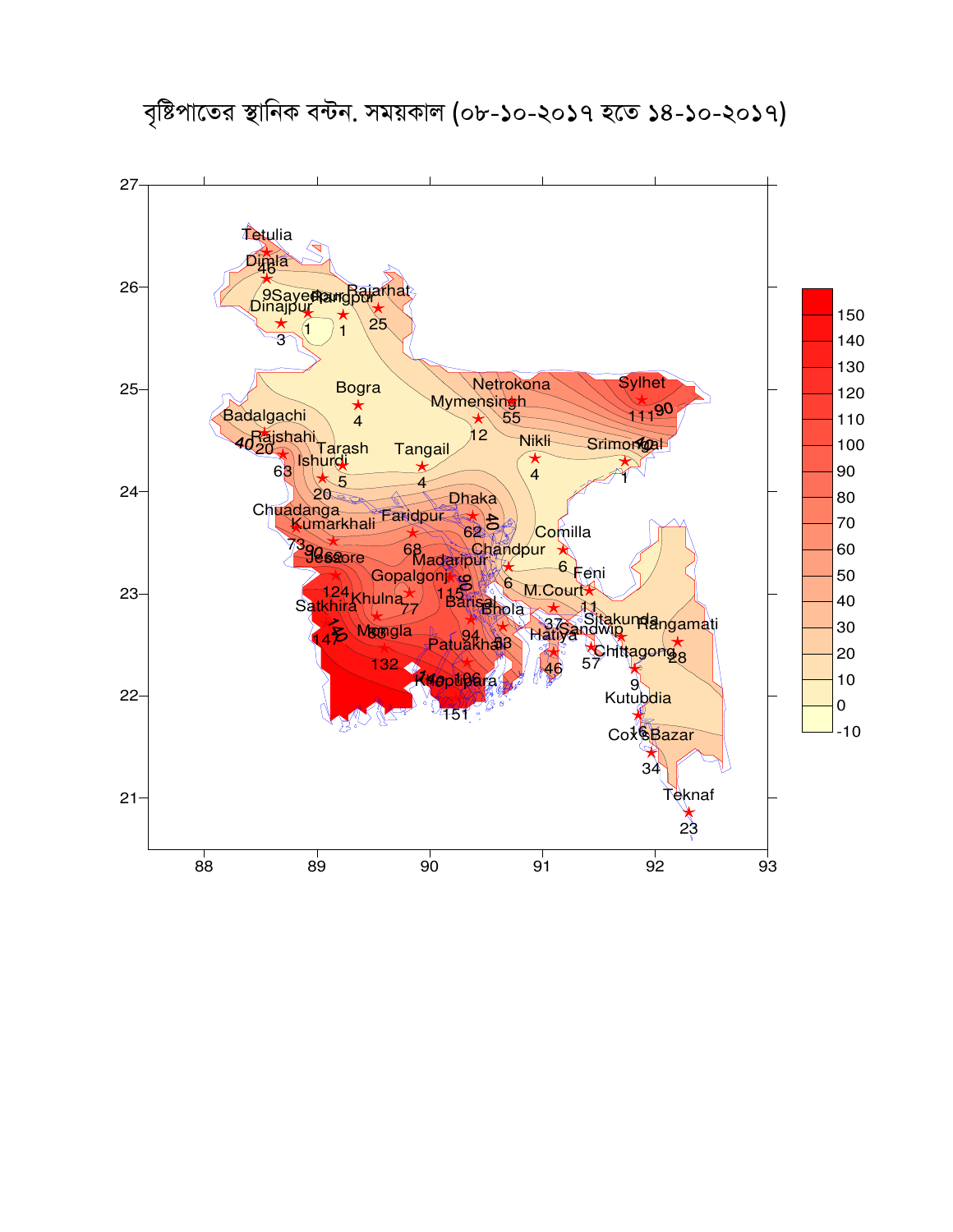বৃষ্টিপাতের স্থানিক বন্টন. সময়কাল (০৮-১০-২০১৭ হতে ১৪-১০-২০১৭)

Tetulia
46
Dimla
9
Sayedpur
Rangpur
Rajarhat
Dinajpur
1
1
25
3
Bogra
4
Netrokona
Sylhet
Mymensingh
55
90
111
12
Badalgachi
Rajshahi
40
20
Nikli
Srimongal
Tarash
Tangail
40
Ishurdi
63
5
4
4
1
20
Dhaka
Chuadanga
Faridpur
40
Kumarkhali
62
Comilla
73
90
Jessore
68
Chandpur
Madaripur
6
Gopalgonj
Feni
124
115
6
90
M.Court
Khulna
11
Satkhira
77
Barisal
Bhola
37
Sitakunda
Rangamati
Mongla
Sandwip
140
147
88
94
Hatiya
Patuakhali
Chittagong
28
132
58
11
46
57
140
Khepupara
106
9
151
Kutubdia
16
Cox'sBazar
34
Teknaf
23

27
26
25
24
23
22
21

88
89
90
91
92
93

150
140
130
120
110
100
90
80
70
60
50
40
30
20
10
0
-10